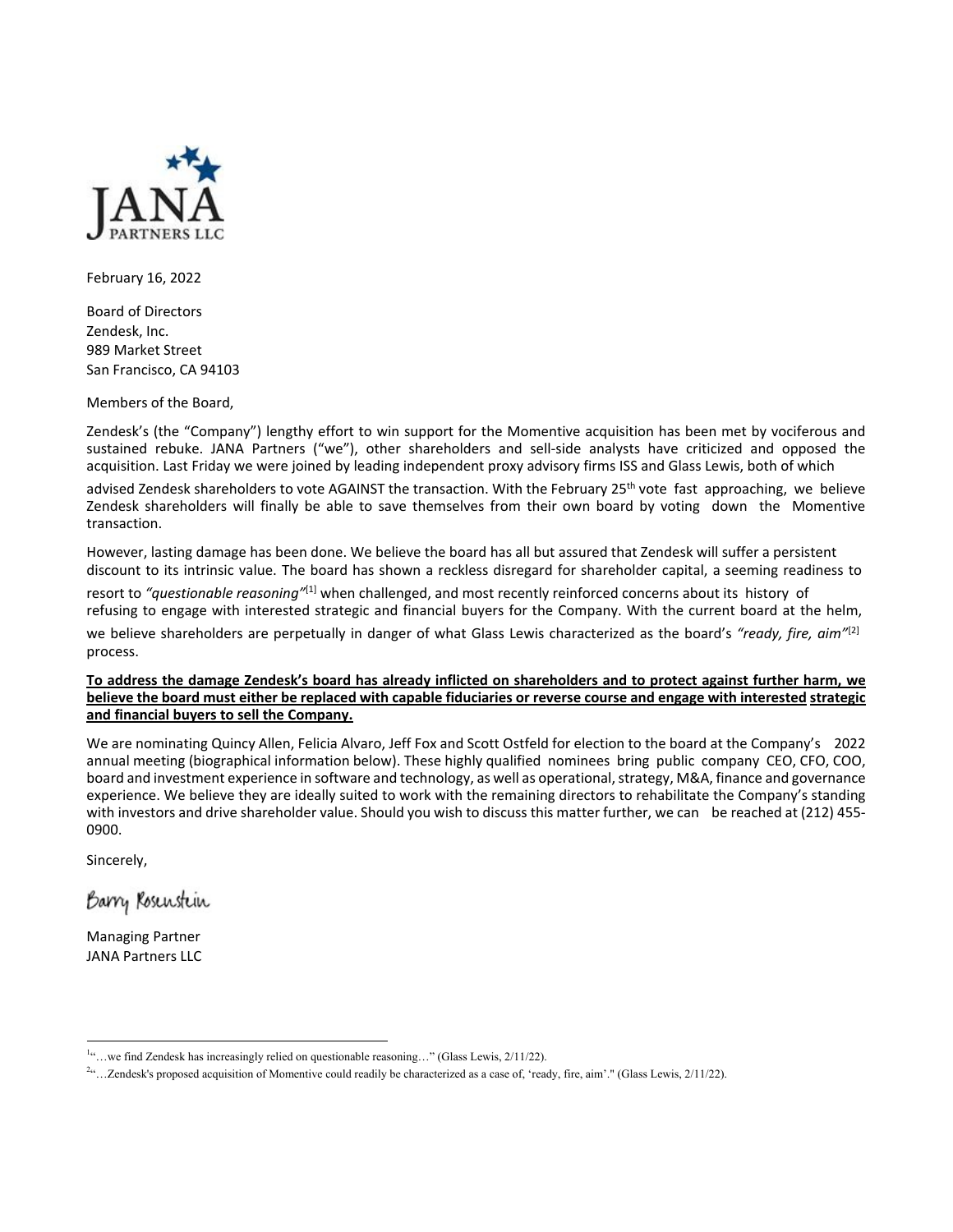JANA PARTNERS LLC

February 16, 2022

Board of Directors
Zendesk, Inc.
989 Market Street
San Francisco, CA 94103

Members of the Board,

Zendesk's (the "Company") lengthy effort to win support for the Momentive acquisition has been met by vociferous and sustained rebuke. JANA Partners ("we"), other shareholders and sell-side analysts have criticized and opposed the acquisition. Last Friday we were joined by leading independent proxy advisory firms ISS and Glass Lewis, both of which advised Zendesk shareholders to vote AGAINST the transaction. With the February 25th vote fast approaching, we believe Zendesk shareholders will finally be able to save themselves from their own board by voting down the Momentive transaction.

However, lasting damage has been done. We believe the board has all but assured that Zendesk will suffer a persistent discount to its intrinsic value. The board has shown a reckless disregard for shareholder capital, a seeming readiness to resort to *"questionable reasoning"*[1] when challenged, and most recently reinforced concerns about its history of refusing to engage with interested strategic and financial buyers for the Company. With the current board at the helm, we believe shareholders are perpetually in danger of what Glass Lewis characterized as the board's *"ready, fire, aim"*[2] process.

**To address the damage Zendesk's board has already inflicted on shareholders and to protect against further harm, we believe the board must either be replaced with capable fiduciaries or reverse course and engage with interested strategic and financial buyers to sell the Company.**

We are nominating Quincy Allen, Felicia Alvaro, Jeff Fox and Scott Ostfeld for election to the board at the Company's 2022 annual meeting (biographical information below). These highly qualified nominees bring public company CEO, CFO, COO, board and investment experience in software and technology, as well as operational, strategy, M&A, finance and governance experience. We believe they are ideally suited to work with the remaining directors to rehabilitate the Company's standing with investors and drive shareholder value. Should you wish to discuss this matter further, we can be reached at (212) 455-0900.

Sincerely,

Barry Rosenstein

Managing Partner
JANA Partners LLC

---

[1] "…we find Zendesk has increasingly relied on questionable reasoning…" (Glass Lewis, 2/11/22).

[2] "…Zendesk's proposed acquisition of Momentive could readily be characterized as a case of, 'ready, fire, aim'." (Glass Lewis, 2/11/22).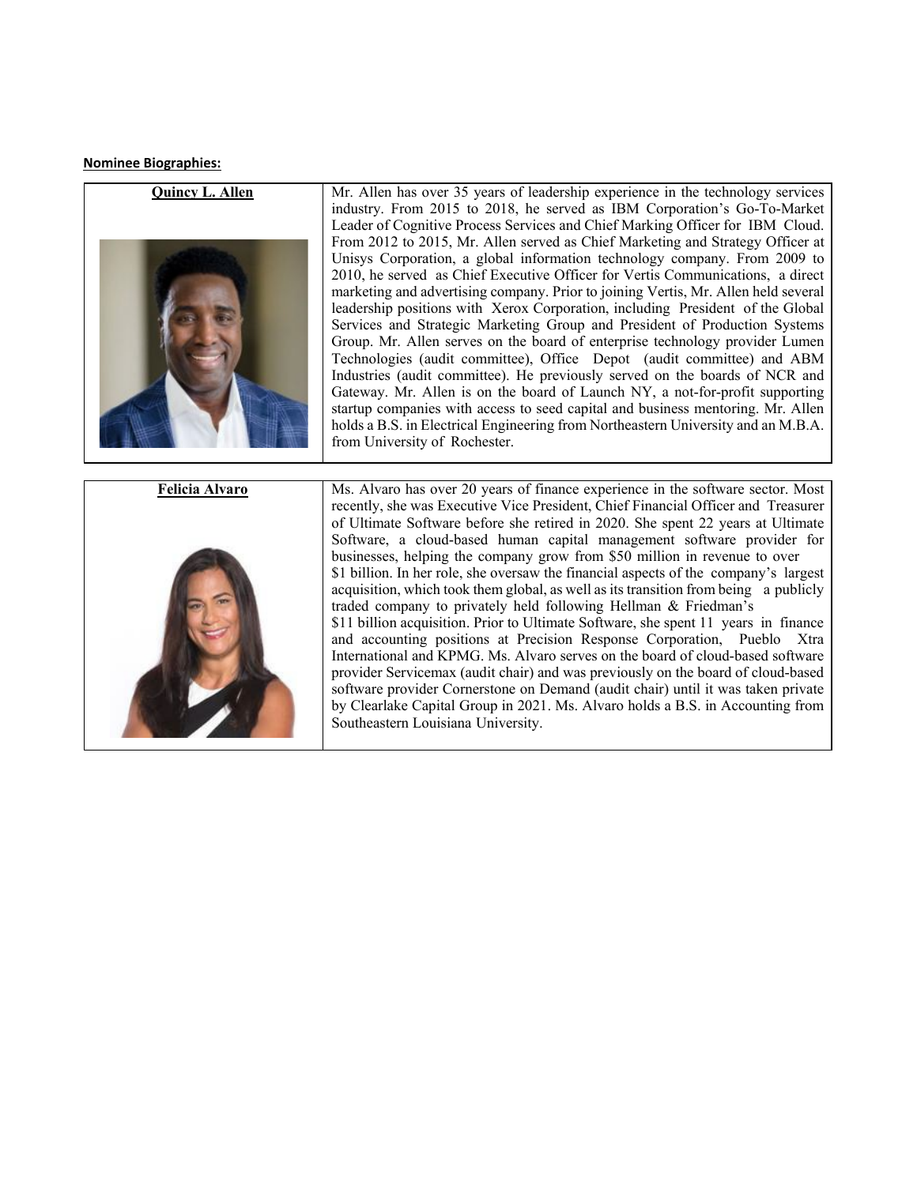**Nominee Biographies:**

| **Quincy L. Allen** | Mr. Allen has over 35 years of leadership experience in the technology services industry. From 2015 to 2018, he served as IBM Corporation's Go-To-Market Leader of Cognitive Process Services and Chief Marking Officer for IBM Cloud. From 2012 to 2015, Mr. Allen served as Chief Marketing and Strategy Officer at Unisys Corporation, a global information technology company. From 2009 to 2010, he served as Chief Executive Officer for Vertis Communications, a direct marketing and advertising company. Prior to joining Vertis, Mr. Allen held several leadership positions with Xerox Corporation, including President of the Global Services and Strategic Marketing Group and President of Production Systems Group. Mr. Allen serves on the board of enterprise technology provider Lumen Technologies (audit committee), Office Depot (audit committee) and ABM Industries (audit committee). He previously served on the boards of NCR and Gateway. Mr. Allen is on the board of Launch NY, a not-for-profit supporting startup companies with access to seed capital and business mentoring. Mr. Allen holds a B.S. in Electrical Engineering from Northeastern University and an M.B.A. from University of Rochester. |
|---|---|

| **Felicia Alvaro** | Ms. Alvaro has over 20 years of finance experience in the software sector. Most recently, she was Executive Vice President, Chief Financial Officer and Treasurer of Ultimate Software before she retired in 2020. She spent 22 years at Ultimate Software, a cloud-based human capital management software provider for businesses, helping the company grow from $50 million in revenue to over $1 billion. In her role, she oversaw the financial aspects of the company's largest acquisition, which took them global, as well as its transition from being a publicly traded company to privately held following Hellman & Friedman's $11 billion acquisition. Prior to Ultimate Software, she spent 11 years in finance and accounting positions at Precision Response Corporation, Pueblo Xtra International and KPMG. Ms. Alvaro serves on the board of cloud-based software provider Servicemax (audit chair) and was previously on the board of cloud-based software provider Cornerstone on Demand (audit chair) until it was taken private by Clearlake Capital Group in 2021. Ms. Alvaro holds a B.S. in Accounting from Southeastern Louisiana University. |
|---|---|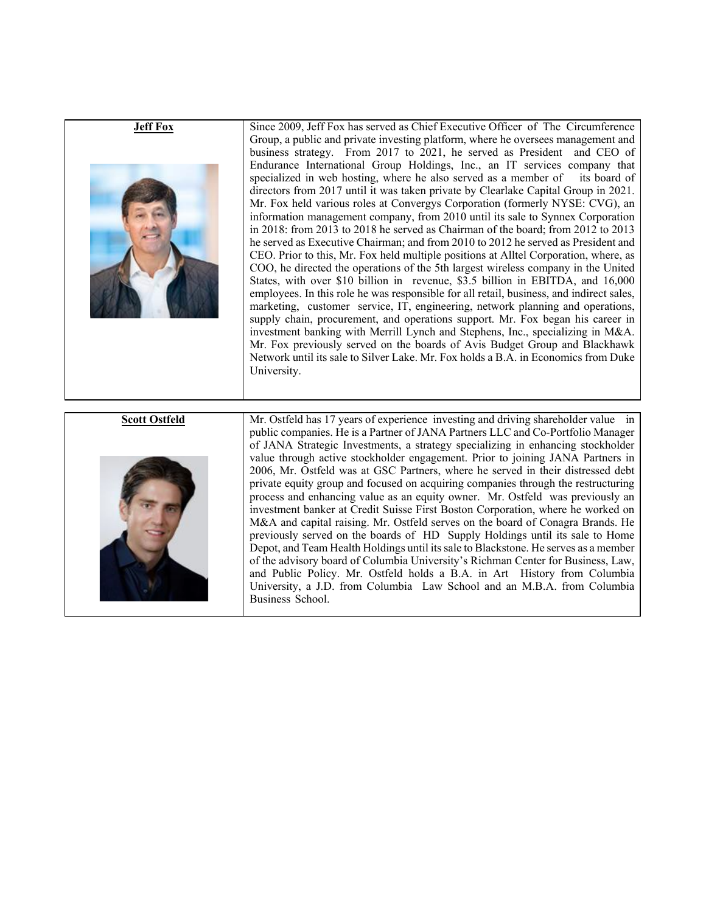| **Jeff Fox** | Since 2009, Jeff Fox has served as Chief Executive Officer of The Circumference Group, a public and private investing platform, where he oversees management and business strategy. From 2017 to 2021, he served as President and CEO of Endurance International Group Holdings, Inc., an IT services company that specialized in web hosting, where he also served as a member of its board of directors from 2017 until it was taken private by Clearlake Capital Group in 2021. Mr. Fox held various roles at Convergys Corporation (formerly NYSE: CVG), an information management company, from 2010 until its sale to Synnex Corporation in 2018: from 2013 to 2018 he served as Chairman of the board; from 2012 to 2013 he served as Executive Chairman; and from 2010 to 2012 he served as President and CEO. Prior to this, Mr. Fox held multiple positions at Alltel Corporation, where, as COO, he directed the operations of the 5th largest wireless company in the United States, with over $10 billion in revenue, $3.5 billion in EBITDA, and 16,000 employees. In this role he was responsible for all retail, business, and indirect sales, marketing, customer service, IT, engineering, network planning and operations, supply chain, procurement, and operations support. Mr. Fox began his career in investment banking with Merrill Lynch and Stephens, Inc., specializing in M&A. Mr. Fox previously served on the boards of Avis Budget Group and Blackhawk Network until its sale to Silver Lake. Mr. Fox holds a B.A. in Economics from Duke University. |
|---|---|

| **Scott Ostfeld** | Mr. Ostfeld has 17 years of experience investing and driving shareholder value in public companies. He is a Partner of JANA Partners LLC and Co-Portfolio Manager of JANA Strategic Investments, a strategy specializing in enhancing stockholder value through active stockholder engagement. Prior to joining JANA Partners in 2006, Mr. Ostfeld was at GSC Partners, where he served in their distressed debt private equity group and focused on acquiring companies through the restructuring process and enhancing value as an equity owner. Mr. Ostfeld was previously an investment banker at Credit Suisse First Boston Corporation, where he worked on M&A and capital raising. Mr. Ostfeld serves on the board of Conagra Brands. He previously served on the boards of HD Supply Holdings until its sale to Home Depot, and Team Health Holdings until its sale to Blackstone. He serves as a member of the advisory board of Columbia University's Richman Center for Business, Law, and Public Policy. Mr. Ostfeld holds a B.A. in Art History from Columbia University, a J.D. from Columbia Law School and an M.B.A. from Columbia Business School. |
|---|---|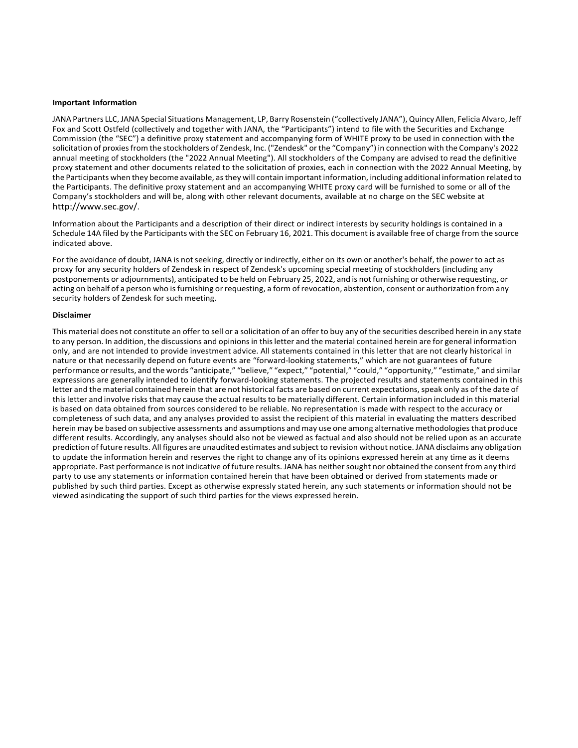**Important Information**

JANA Partners LLC, JANA Special Situations Management, LP, Barry Rosenstein ("collectively JANA"), Quincy Allen, Felicia Alvaro, Jeff Fox and Scott Ostfeld (collectively and together with JANA, the "Participants") intend to file with the Securities and Exchange Commission (the "SEC") a definitive proxy statement and accompanying form of WHITE proxy to be used in connection with the solicitation of proxies from the stockholders of Zendesk, Inc. ("Zendesk" or the "Company") in connection with the Company's 2022 annual meeting of stockholders (the "2022 Annual Meeting"). All stockholders of the Company are advised to read the definitive proxy statement and other documents related to the solicitation of proxies, each in connection with the 2022 Annual Meeting, by the Participants when they become available, as they will contain important information, including additional information related to the Participants. The definitive proxy statement and an accompanying WHITE proxy card will be furnished to some or all of the Company's stockholders and will be, along with other relevant documents, available at no charge on the SEC website at http://www.sec.gov/.

Information about the Participants and a description of their direct or indirect interests by security holdings is contained in a Schedule 14A filed by the Participants with the SEC on February 16, 2021. This document is available free of charge from the source indicated above.

For the avoidance of doubt, JANA is not seeking, directly or indirectly, either on its own or another's behalf, the power to act as proxy for any security holders of Zendesk in respect of Zendesk's upcoming special meeting of stockholders (including any postponements or adjournments), anticipated to be held on February 25, 2022, and is not furnishing or otherwise requesting, or acting on behalf of a person who is furnishing or requesting, a form of revocation, abstention, consent or authorization from any security holders of Zendesk for such meeting.

**Disclaimer**

This material does not constitute an offer to sell or a solicitation of an offer to buy any of the securities described herein in any state to any person. In addition, the discussions and opinions in this letter and the material contained herein are for general information only, and are not intended to provide investment advice. All statements contained in this letter that are not clearly historical in nature or that necessarily depend on future events are "forward-looking statements," which are not guarantees of future performance or results, and the words "anticipate," "believe," "expect," "potential," "could," "opportunity," "estimate," and similar expressions are generally intended to identify forward-looking statements. The projected results and statements contained in this letter and the material contained herein that are not historical facts are based on current expectations, speak only as of the date of this letter and involve risks that may cause the actual results to be materially different. Certain information included in this material is based on data obtained from sources considered to be reliable. No representation is made with respect to the accuracy or completeness of such data, and any analyses provided to assist the recipient of this material in evaluating the matters described herein may be based on subjective assessments and assumptions and may use one among alternative methodologies that produce different results. Accordingly, any analyses should also not be viewed as factual and also should not be relied upon as an accurate prediction of future results. All figures are unaudited estimates and subject to revision without notice. JANA disclaims any obligation to update the information herein and reserves the right to change any of its opinions expressed herein at any time as it deems appropriate. Past performance is not indicative of future results. JANA has neither sought nor obtained the consent from any third party to use any statements or information contained herein that have been obtained or derived from statements made or published by such third parties. Except as otherwise expressly stated herein, any such statements or information should not be viewed asindicating the support of such third parties for the views expressed herein.